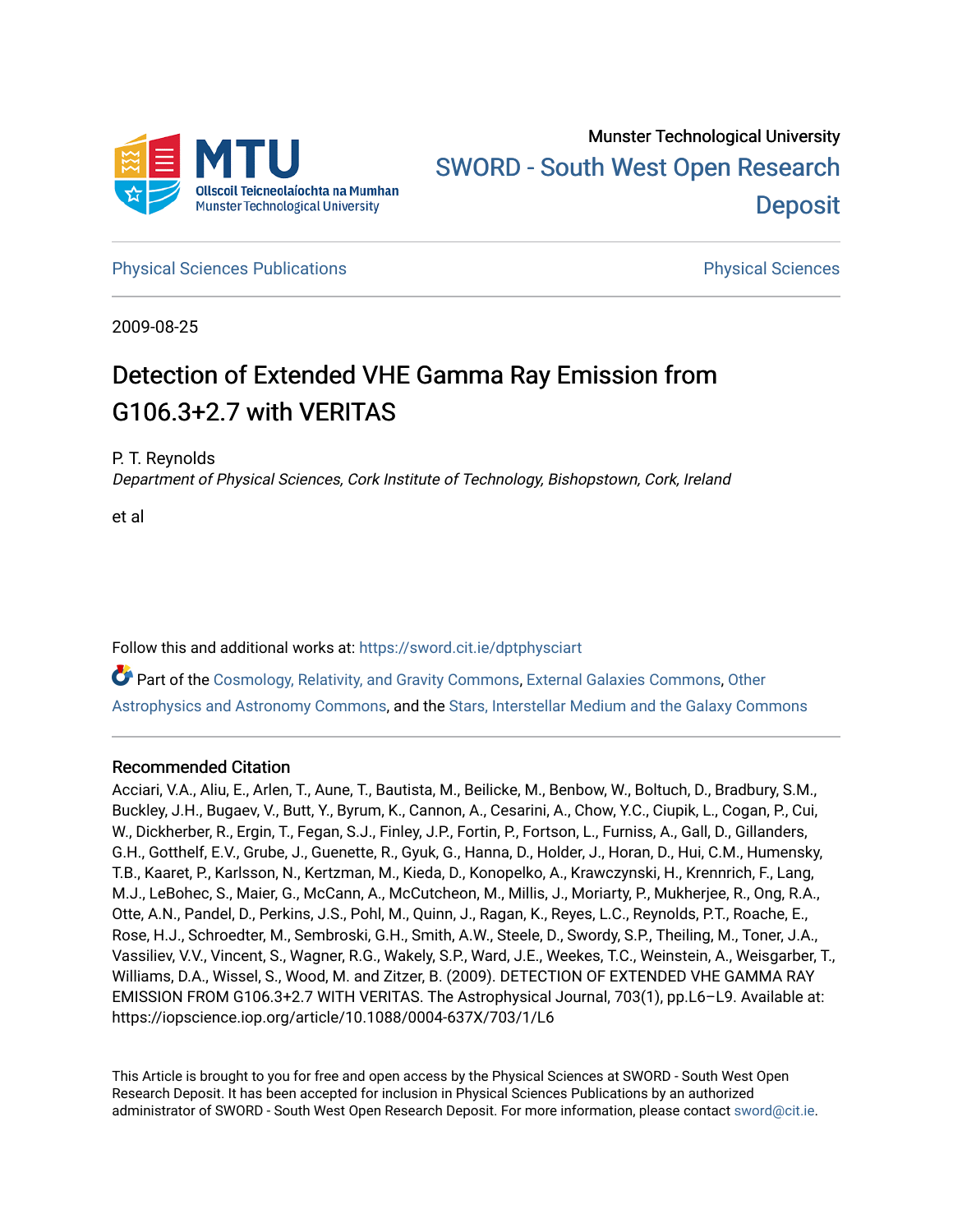Munster Technological University

SWORD - South West Open Research Deposit

Physical Sciences Publications | Physical Sciences

2009-08-25

# Detection of Extended VHE Gamma Ray Emission from G106.3+2.7 with VERITAS

P. T. Reynolds

*Department of Physical Sciences, Cork Institute of Technology, Bishopstown, Cork, Ireland*

et al

Follow this and additional works at: https://sword.cit.ie/dptphysciart

Part of the Cosmology, Relativity, and Gravity Commons, External Galaxies Commons, Other Astrophysics and Astronomy Commons, and the Stars, Interstellar Medium and the Galaxy Commons

## Recommended Citation

Acciari, V.A., Aliu, E., Arlen, T., Aune, T., Bautista, M., Beilicke, M., Benbow, W., Boltuch, D., Bradbury, S.M., Buckley, J.H., Bugaev, V., Butt, Y., Byrum, K., Cannon, A., Cesarini, A., Chow, Y.C., Ciupik, L., Cogan, P., Cui, W., Dickherber, R., Ergin, T., Fegan, S.J., Finley, J.P., Fortin, P., Fortson, L., Furniss, A., Gall, D., Gillanders, G.H., Gotthelf, E.V., Grube, J., Guenette, R., Gyuk, G., Hanna, D., Holder, J., Horan, D., Hui, C.M., Humensky, T.B., Kaaret, P., Karlsson, N., Kertzman, M., Kieda, D., Konopelko, A., Krawczynski, H., Krennrich, F., Lang, M.J., LeBohec, S., Maier, G., McCann, A., McCutcheon, M., Millis, J., Moriarty, P., Mukherjee, R., Ong, R.A., Otte, A.N., Pandel, D., Perkins, J.S., Pohl, M., Quinn, J., Ragan, K., Reyes, L.C., Reynolds, P.T., Roache, E., Rose, H.J., Schroedter, M., Sembroski, G.H., Smith, A.W., Steele, D., Swordy, S.P., Theiling, M., Toner, J.A., Vassiliev, V.V., Vincent, S., Wagner, R.G., Wakely, S.P., Ward, J.E., Weekes, T.C., Weinstein, A., Weisgarber, T., Williams, D.A., Wissel, S., Wood, M. and Zitzer, B. (2009). DETECTION OF EXTENDED VHE GAMMA RAY EMISSION FROM G106.3+2.7 WITH VERITAS. The Astrophysical Journal, 703(1), pp.L6–L9. Available at: https://iopscience.iop.org/article/10.1088/0004-637X/703/1/L6

This Article is brought to you for free and open access by the Physical Sciences at SWORD - South West Open Research Deposit. It has been accepted for inclusion in Physical Sciences Publications by an authorized administrator of SWORD - South West Open Research Deposit. For more information, please contact sword@cit.ie.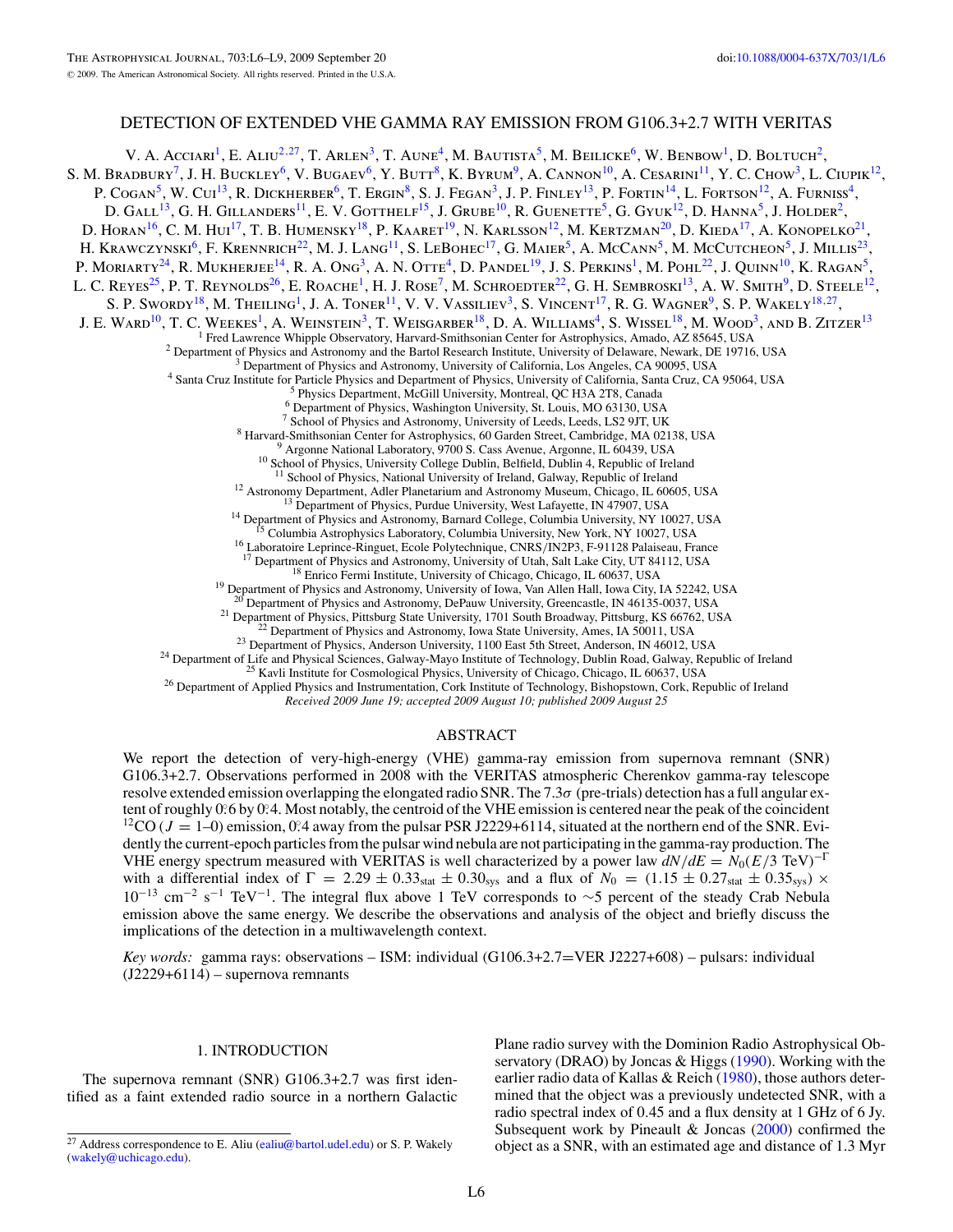# DETECTION OF EXTENDED VHE GAMMA RAY EMISSION FROM G106.3+2.7 WITH VERITAS

V. A. Acciari[1], E. Aliu[2,27], T. Arlen[3], T. Aune[4], M. Bautista[5], M. Beilicke[6], W. Benbow[1], D. Boltuch[2], S. M. Bradbury[7], J. H. Buckley[6], V. Bugaev[6], Y. Butt[8], K. Byrum[9], A. Cannon[10], A. Cesarini[11], Y. C. Chow[3], L. Ciupik[12], P. Cogan[5], W. Cui[13], R. Dickherber[6], T. Ergin[8], S. J. Fegan[3], J. P. Finley[13], P. Fortin[14], L. Fortson[12], A. Furniss[4], D. Gall[13], G. H. Gillanders[11], E. V. Gotthelf[15], J. Grube[10], R. Guenette[5], G. Gyuk[12], D. Hanna[5], J. Holder[2], D. Horan[16], C. M. Hui[17], T. B. Humensky[18], P. Kaaret[19], N. Karlsson[12], M. Kertzman[20], D. Kieda[17], A. Konopelko[21], H. Krawczynski[6], F. Krennrich[22], M. J. Lang[11], S. LeBohec[17], G. Maier[5], A. McCann[5], M. McCutcheon[5], J. Millis[23], P. Moriarty[24], R. Mukherjee[14], R. A. Ong[3], A. N. Otte[4], D. Pandel[19], J. S. Perkins[1], M. Pohl[22], J. Quinn[10], K. Ragan[5], L. C. Reyes[25], P. T. Reynolds[26], E. Roache[1], H. J. Rose[7], M. Schroedter[22], G. H. Sembroski[13], A. W. Smith[9], D. Steele[12], S. P. Swordy[18], M. Theiling[1], J. A. Toner[11], V. V. Vassiliev[3], S. Vincent[17], R. G. Wagner[9], S. P. Wakely[18,27], J. E. Ward[10], T. C. Weekes[1], A. Weinstein[3], T. Weisgarber[18], D. A. Williams[4], S. Wissel[18], M. Wood[3], and B. Zitzer[13]

[1] Fred Lawrence Whipple Observatory, Harvard-Smithsonian Center for Astrophysics, Amado, AZ 85645, USA
[2] Department of Physics and Astronomy and the Bartol Research Institute, University of Delaware, Newark, DE 19716, USA
[3] Department of Physics and Astronomy, University of California, Los Angeles, CA 90095, USA
[4] Santa Cruz Institute for Particle Physics and Department of Physics, University of California, Santa Cruz, CA 95064, USA
[5] Physics Department, McGill University, Montreal, QC H3A 2T8, Canada
[6] Department of Physics, Washington University, St. Louis, MO 63130, USA
[7] School of Physics and Astronomy, University of Leeds, Leeds, LS2 9JT, UK
[8] Harvard-Smithsonian Center for Astrophysics, 60 Garden Street, Cambridge, MA 02138, USA
[9] Argonne National Laboratory, 9700 S. Cass Avenue, Argonne, IL 60439, USA
[10] School of Physics, University College Dublin, Belfield, Dublin 4, Republic of Ireland
[11] School of Physics, National University of Ireland, Galway, Republic of Ireland
[12] Astronomy Department, Adler Planetarium and Astronomy Museum, Chicago, IL 60605, USA
[13] Department of Physics, Purdue University, West Lafayette, IN 47907, USA
[14] Department of Physics and Astronomy, Barnard College, Columbia University, NY 10027, USA
[15] Columbia Astrophysics Laboratory, Columbia University, New York, NY 10027, USA
[16] Laboratoire Leprince-Ringuet, Ecole Polytechnique, CNRS/IN2P3, F-91128 Palaiseau, France
[17] Department of Physics and Astronomy, University of Utah, Salt Lake City, UT 84112, USA
[18] Enrico Fermi Institute, University of Chicago, Chicago, IL 60637, USA
[19] Department of Physics and Astronomy, University of Iowa, Van Allen Hall, Iowa City, IA 52242, USA
[20] Department of Physics and Astronomy, DePauw University, Greencastle, IN 46135-0037, USA
[21] Department of Physics, Pittsburg State University, 1701 South Broadway, Pittsburg, KS 66762, USA
[22] Department of Physics and Astronomy, Iowa State University, Ames, IA 50011, USA
[23] Department of Physics, Anderson University, 1100 East 5th Street, Anderson, IN 46012, USA
[24] Department of Life and Physical Sciences, Galway-Mayo Institute of Technology, Dublin Road, Galway, Republic of Ireland
[25] Kavli Institute for Cosmological Physics, University of Chicago, Chicago, IL 60637, USA
[26] Department of Applied Physics and Instrumentation, Cork Institute of Technology, Bishopstown, Cork, Republic of Ireland

*Received 2009 June 19; accepted 2009 August 10; published 2009 August 25*

## ABSTRACT

We report the detection of very-high-energy (VHE) gamma-ray emission from supernova remnant (SNR) G106.3+2.7. Observations performed in 2008 with the VERITAS atmospheric Cherenkov gamma-ray telescope resolve extended emission overlapping the elongated radio SNR. The $7.3\sigma$ (pre-trials) detection has a full angular extent of roughly $0\overset{\circ}{.}6$ by $0\overset{\circ}{.}4$. Most notably, the centroid of the VHE emission is centered near the peak of the coincident $^{12}$CO ($J = 1$–0) emission, $0\overset{\circ}{.}4$ away from the pulsar PSR J2229+6114, situated at the northern end of the SNR. Evidently the current-epoch particles from the pulsar wind nebula are not participating in the gamma-ray production. The VHE energy spectrum measured with VERITAS is well characterized by a power law $dN/dE = N_0(E/3\ \mathrm{TeV})^{-\Gamma}$ with a differential index of $\Gamma = 2.29 \pm 0.33_{\mathrm{stat}} \pm 0.30_{\mathrm{sys}}$ and a flux of $N_0 = (1.15 \pm 0.27_{\mathrm{stat}} \pm 0.35_{\mathrm{sys}}) \times 10^{-13}\ \mathrm{cm^{-2}\ s^{-1}\ TeV^{-1}}$. The integral flux above 1 TeV corresponds to ~5 percent of the steady Crab Nebula emission above the same energy. We describe the observations and analysis of the object and briefly discuss the implications of the detection in a multiwavelength context.

*Key words:* gamma rays: observations – ISM: individual (G106.3+2.7=VER J2227+608) – pulsars: individual (J2229+6114) – supernova remnants

## 1. INTRODUCTION

The supernova remnant (SNR) G106.3+2.7 was first identified as a faint extended radio source in a northern Galactic Plane radio survey with the Dominion Radio Astrophysical Observatory (DRAO) by Joncas & Higgs (1990). Working with the earlier radio data of Kallas & Reich (1980), those authors determined that the object was a previously undetected SNR, with a radio spectral index of 0.45 and a flux density at 1 GHz of 6 Jy. Subsequent work by Pineault & Joncas (2000) confirmed the object as a SNR, with an estimated age and distance of 1.3 Myr

[27] Address correspondence to E. Aliu (ealiu@bartol.udel.edu) or S. P. Wakely (wakely@uchicago.edu).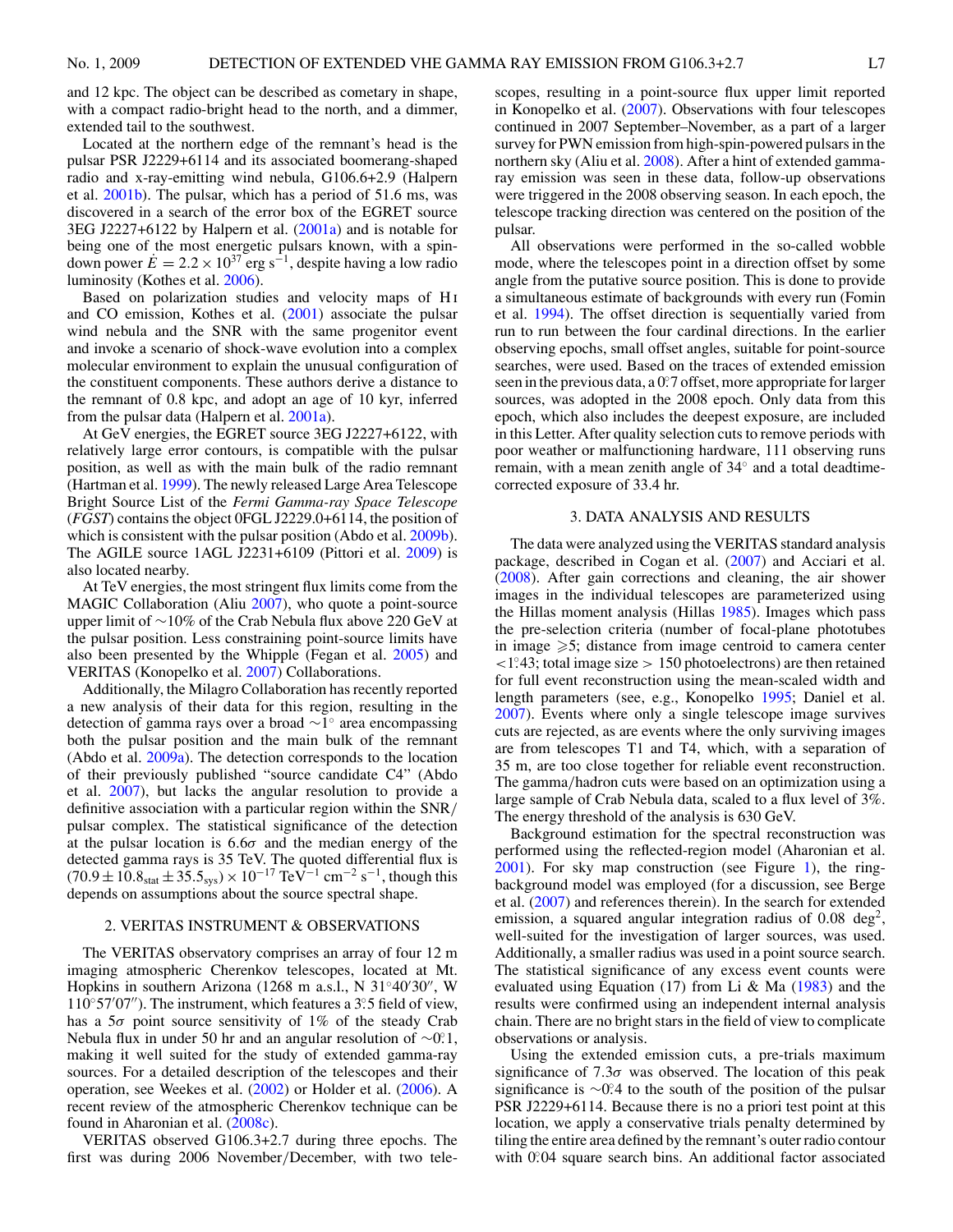and 12 kpc. The object can be described as cometary in shape, with a compact radio-bright head to the north, and a dimmer, extended tail to the southwest.

Located at the northern edge of the remnant's head is the pulsar PSR J2229+6114 and its associated boomerang-shaped radio and x-ray-emitting wind nebula, G106.6+2.9 (Halpern et al. 2001b). The pulsar, which has a period of 51.6 ms, was discovered in a search of the error box of the EGRET source 3EG J2227+6122 by Halpern et al. (2001a) and is notable for being one of the most energetic pulsars known, with a spin-down power $\dot{E} = 2.2 \times 10^{37}$ erg s$^{-1}$, despite having a low radio luminosity (Kothes et al. 2006).

Based on polarization studies and velocity maps of H I and CO emission, Kothes et al. (2001) associate the pulsar wind nebula and the SNR with the same progenitor event and invoke a scenario of shock-wave evolution into a complex molecular environment to explain the unusual configuration of the constituent components. These authors derive a distance to the remnant of 0.8 kpc, and adopt an age of 10 kyr, inferred from the pulsar data (Halpern et al. 2001a).

At GeV energies, the EGRET source 3EG J2227+6122, with relatively large error contours, is compatible with the pulsar position, as well as with the main bulk of the radio remnant (Hartman et al. 1999). The newly released Large Area Telescope Bright Source List of the *Fermi Gamma-ray Space Telescope* (*FGST*) contains the object 0FGL J2229.0+6114, the position of which is consistent with the pulsar position (Abdo et al. 2009b). The AGILE source 1AGL J2231+6109 (Pittori et al. 2009) is also located nearby.

At TeV energies, the most stringent flux limits come from the MAGIC Collaboration (Aliu 2007), who quote a point-source upper limit of ∼10% of the Crab Nebula flux above 220 GeV at the pulsar position. Less constraining point-source limits have also been presented by the Whipple (Fegan et al. 2005) and VERITAS (Konopelko et al. 2007) Collaborations.

Additionally, the Milagro Collaboration has recently reported a new analysis of their data for this region, resulting in the detection of gamma rays over a broad ∼1° area encompassing both the pulsar position and the main bulk of the remnant (Abdo et al. 2009a). The detection corresponds to the location of their previously published "source candidate C4" (Abdo et al. 2007), but lacks the angular resolution to provide a definitive association with a particular region within the SNR/pulsar complex. The statistical significance of the detection at the pulsar location is 6.6σ and the median energy of the detected gamma rays is 35 TeV. The quoted differential flux is $(70.9 \pm 10.8_{\rm stat} \pm 35.5_{\rm sys}) \times 10^{-17}$ TeV$^{-1}$ cm$^{-2}$ s$^{-1}$, though this depends on assumptions about the source spectral shape.

## 2. VERITAS INSTRUMENT & OBSERVATIONS

The VERITAS observatory comprises an array of four 12 m imaging atmospheric Cherenkov telescopes, located at Mt. Hopkins in southern Arizona (1268 m a.s.l., N 31°40′30″, W 110°57′07″). The instrument, which features a 3°.5 field of view, has a 5σ point source sensitivity of 1% of the steady Crab Nebula flux in under 50 hr and an angular resolution of ∼0°.1, making it well suited for the study of extended gamma-ray sources. For a detailed description of the telescopes and their operation, see Weekes et al. (2002) or Holder et al. (2006). A recent review of the atmospheric Cherenkov technique can be found in Aharonian et al. (2008c).

VERITAS observed G106.3+2.7 during three epochs. The first was during 2006 November/December, with two telescopes, resulting in a point-source flux upper limit reported in Konopelko et al. (2007). Observations with four telescopes continued in 2007 September–November, as a part of a larger survey for PWN emission from high-spin-powered pulsars in the northern sky (Aliu et al. 2008). After a hint of extended gamma-ray emission was seen in these data, follow-up observations were triggered in the 2008 observing season. In each epoch, the telescope tracking direction was centered on the position of the pulsar.

All observations were performed in the so-called wobble mode, where the telescopes point in a direction offset by some angle from the putative source position. This is done to provide a simultaneous estimate of backgrounds with every run (Fomin et al. 1994). The offset direction is sequentially varied from run to run between the four cardinal directions. In the earlier observing epochs, small offset angles, suitable for point-source searches, were used. Based on the traces of extended emission seen in the previous data, a 0°.7 offset, more appropriate for larger sources, was adopted in the 2008 epoch. Only data from this epoch, which also includes the deepest exposure, are included in this Letter. After quality selection cuts to remove periods with poor weather or malfunctioning hardware, 111 observing runs remain, with a mean zenith angle of 34° and a total deadtime-corrected exposure of 33.4 hr.

## 3. DATA ANALYSIS AND RESULTS

The data were analyzed using the VERITAS standard analysis package, described in Cogan et al. (2007) and Acciari et al. (2008). After gain corrections and cleaning, the air shower images in the individual telescopes are parameterized using the Hillas moment analysis (Hillas 1985). Images which pass the pre-selection criteria (number of focal-plane phototubes in image ⩾5; distance from image centroid to camera center <1°.43; total image size > 150 photoelectrons) are then retained for full event reconstruction using the mean-scaled width and length parameters (see, e.g., Konopelko 1995; Daniel et al. 2007). Events where only a single telescope image survives cuts are rejected, as are events where the only surviving images are from telescopes T1 and T4, which, with a separation of 35 m, are too close together for reliable event reconstruction. The gamma/hadron cuts were based on an optimization using a large sample of Crab Nebula data, scaled to a flux level of 3%. The energy threshold of the analysis is 630 GeV.

Background estimation for the spectral reconstruction was performed using the reflected-region model (Aharonian et al. 2001). For sky map construction (see Figure 1), the ring-background model was employed (for a discussion, see Berge et al. (2007) and references therein). In the search for extended emission, a squared angular integration radius of 0.08 deg$^2$, well-suited for the investigation of larger sources, was used. Additionally, a smaller radius was used in a point source search. The statistical significance of any excess event counts were evaluated using Equation (17) from Li & Ma (1983) and the results were confirmed using an independent internal analysis chain. There are no bright stars in the field of view to complicate observations or analysis.

Using the extended emission cuts, a pre-trials maximum significance of 7.3σ was observed. The location of this peak significance is ∼0°.4 to the south of the position of the pulsar PSR J2229+6114. Because there is no a priori test point at this location, we apply a conservative trials penalty determined by tiling the entire area defined by the remnant's outer radio contour with 0°.04 square search bins. An additional factor associated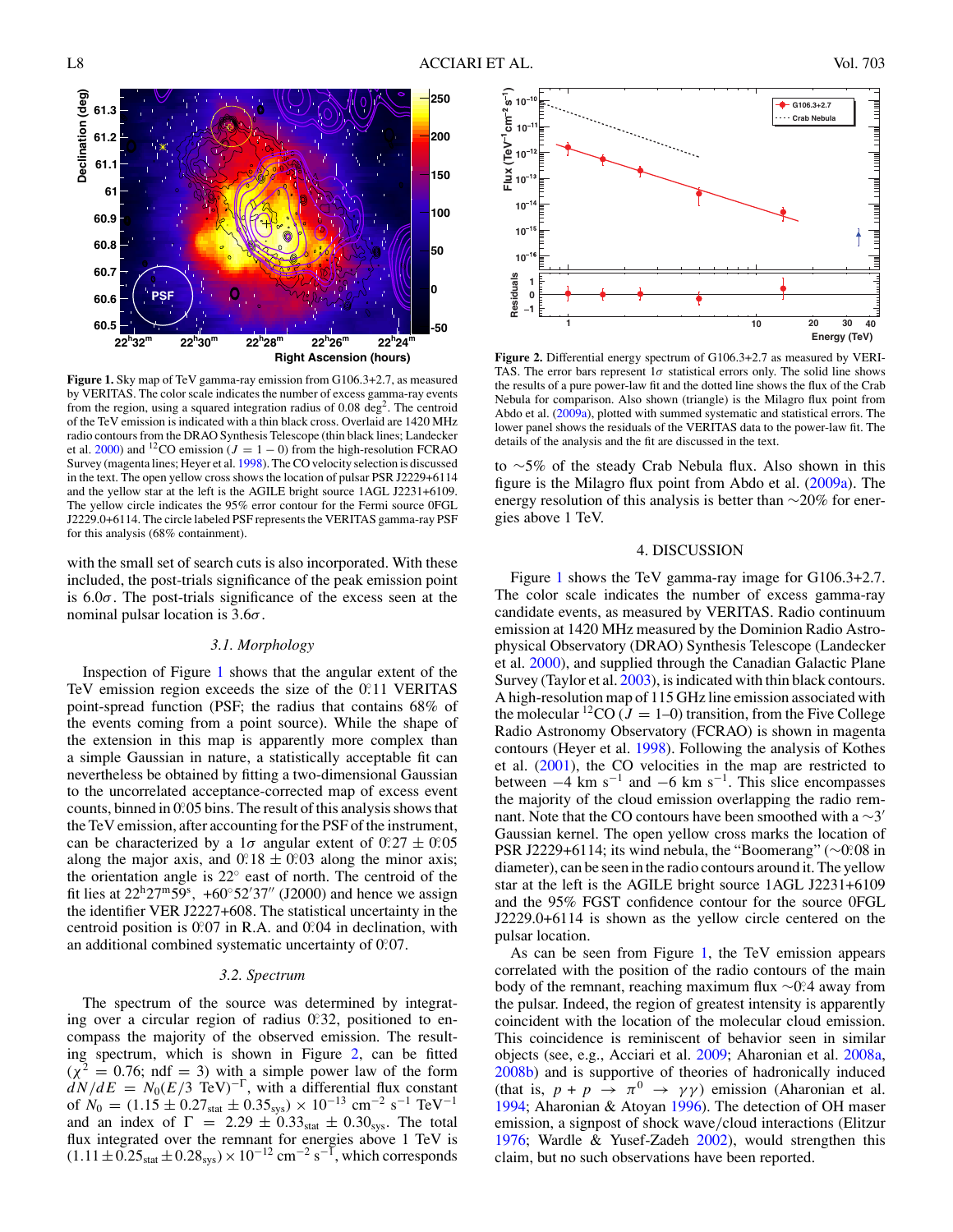**Figure 1.** Sky map of TeV gamma-ray emission from G106.3+2.7, as measured by VERITAS. The color scale indicates the number of excess gamma-ray events from the region, using a squared integration radius of 0.08 deg$^2$. The centroid of the TeV emission is indicated with a thin black cross. Overlaid are 1420 MHz radio contours from the DRAO Synthesis Telescope (thin black lines; Landecker et al. 2000) and $^{12}$CO emission ($J = 1 - 0$) from the high-resolution FCRAO Survey (magenta lines; Heyer et al. 1998). The CO velocity selection is discussed in the text. The open yellow cross shows the location of pulsar PSR J2229+6114 and the yellow star at the left is the AGILE bright source 1AGL J2231+6109. The yellow circle indicates the 95% error contour for the Fermi source 0FGL J2229.0+6114. The circle labeled PSF represents the VERITAS gamma-ray PSF for this analysis (68% containment).

with the small set of search cuts is also incorporated. With these included, the post-trials significance of the peak emission point is $6.0\sigma$. The post-trials significance of the excess seen at the nominal pulsar location is $3.6\sigma$.

### 3.1. Morphology

Inspection of Figure 1 shows that the angular extent of the TeV emission region exceeds the size of the 0°.11 VERITAS point-spread function (PSF; the radius that contains 68% of the events coming from a point source). While the shape of the extension in this map is apparently more complex than a simple Gaussian in nature, a statistically acceptable fit can nevertheless be obtained by fitting a two-dimensional Gaussian to the uncorrelated acceptance-corrected map of excess event counts, binned in 0°.05 bins. The result of this analysis shows that the TeV emission, after accounting for the PSF of the instrument, can be characterized by a $1\sigma$ angular extent of 0°.27 ± 0°.05 along the major axis, and 0°.18 ± 0°.03 along the minor axis; the orientation angle is 22° east of north. The centroid of the fit lies at 22$^h$27$^m$59$^s$, +60°52′37″ (J2000) and hence we assign the identifier VER J2227+608. The statistical uncertainty in the centroid position is 0°.07 in R.A. and 0°.04 in declination, with an additional combined systematic uncertainty of 0°.07.

### 3.2. Spectrum

The spectrum of the source was determined by integrating over a circular region of radius 0°.32, positioned to encompass the majority of the observed emission. The resulting spectrum, which is shown in Figure 2, can be fitted ($\chi^2 = 0.76$; ndf = 3) with a simple power law of the form $dN/dE = N_0(E/3\ \mathrm{TeV})^{-\Gamma}$, with a differential flux constant of $N_0 = (1.15 \pm 0.27_{\mathrm{stat}} \pm 0.35_{\mathrm{sys}}) \times 10^{-13}\ \mathrm{cm^{-2}\ s^{-1}\ TeV^{-1}}$ and an index of $\Gamma = 2.29 \pm 0.33_{\mathrm{stat}} \pm 0.30_{\mathrm{sys}}$. The total flux integrated over the remnant for energies above 1 TeV is $(1.11 \pm 0.25_{\mathrm{stat}} \pm 0.28_{\mathrm{sys}}) \times 10^{-12}\ \mathrm{cm^{-2}\ s^{-1}}$, which corresponds to ~5% of the steady Crab Nebula flux. Also shown in this figure is the Milagro flux point from Abdo et al. (2009a). The energy resolution of this analysis is better than ~20% for energies above 1 TeV.

**Figure 2.** Differential energy spectrum of G106.3+2.7 as measured by VERITAS. The error bars represent $1\sigma$ statistical errors only. The solid line shows the results of a pure power-law fit and the dotted line shows the flux of the Crab Nebula for comparison. Also shown (triangle) is the Milagro flux point from Abdo et al. (2009a), plotted with summed systematic and statistical errors. The lower panel shows the residuals of the VERITAS data to the power-law fit. The details of the analysis and the fit are discussed in the text.

## 4. DISCUSSION

Figure 1 shows the TeV gamma-ray image for G106.3+2.7. The color scale indicates the number of excess gamma-ray candidate events, as measured by VERITAS. Radio continuum emission at 1420 MHz measured by the Dominion Radio Astrophysical Observatory (DRAO) Synthesis Telescope (Landecker et al. 2000), and supplied through the Canadian Galactic Plane Survey (Taylor et al. 2003), is indicated with thin black contours. A high-resolution map of 115 GHz line emission associated with the molecular $^{12}$CO ($J = 1$–0) transition, from the Five College Radio Astronomy Observatory (FCRAO) is shown in magenta contours (Heyer et al. 1998). Following the analysis of Kothes et al. (2001), the CO velocities in the map are restricted to between $-4$ km s$^{-1}$ and $-6$ km s$^{-1}$. This slice encompasses the majority of the cloud emission overlapping the radio remnant. Note that the CO contours have been smoothed with a ~3′ Gaussian kernel. The open yellow cross marks the location of PSR J2229+6114; its wind nebula, the "Boomerang" (~0°.08 in diameter), can be seen in the radio contours around it. The yellow star at the left is the AGILE bright source 1AGL J2231+6109 and the 95% FGST confidence contour for the source 0FGL J2229.0+6114 is shown as the yellow circle centered on the pulsar location.

As can be seen from Figure 1, the TeV emission appears correlated with the position of the radio contours of the main body of the remnant, reaching maximum flux ~0°.4 away from the pulsar. Indeed, the region of greatest intensity is apparently coincident with the location of the molecular cloud emission. This coincidence is reminiscent of behavior seen in similar objects (see, e.g., Acciari et al. 2009; Aharonian et al. 2008a, 2008b) and is supportive of theories of hadronically induced (that is, $p + p \rightarrow \pi^0 \rightarrow \gamma\gamma$) emission (Aharonian et al. 1994; Aharonian & Atoyan 1996). The detection of OH maser emission, a signpost of shock wave/cloud interactions (Elitzur 1976; Wardle & Yusef-Zadeh 2002), would strengthen this claim, but no such observations have been reported.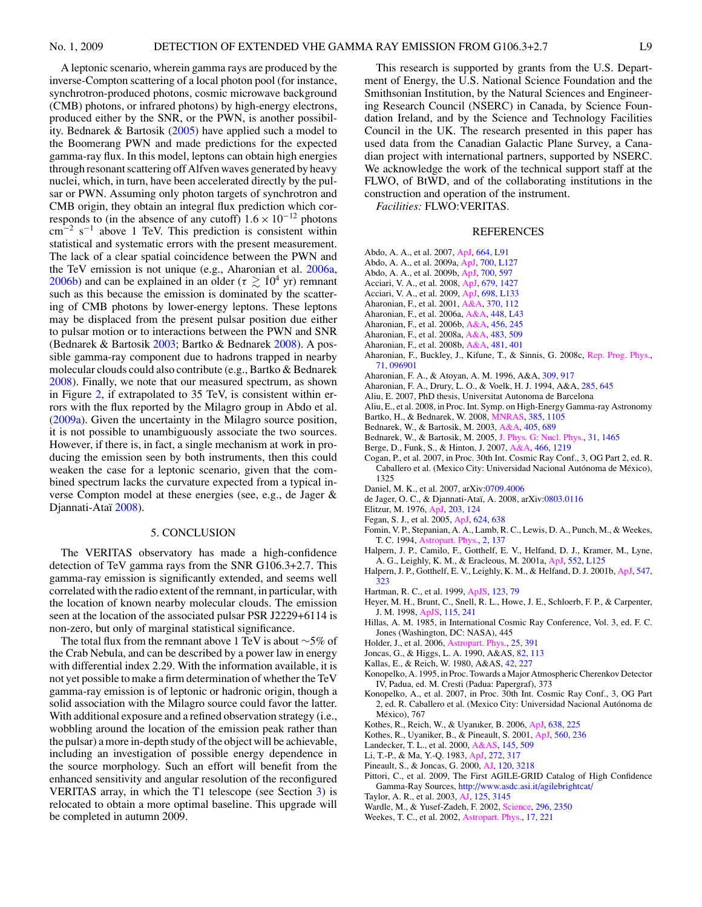A leptonic scenario, wherein gamma rays are produced by the inverse-Compton scattering of a local photon pool (for instance, synchrotron-produced photons, cosmic microwave background (CMB) photons, or infrared photons) by high-energy electrons, produced either by the SNR, or the PWN, is another possibility. Bednarek & Bartosik (2005) have applied such a model to the Boomerang PWN and made predictions for the expected gamma-ray flux. In this model, leptons can obtain high energies through resonant scattering off Alfven waves generated by heavy nuclei, which, in turn, have been accelerated directly by the pulsar or PWN. Assuming only photon targets of synchrotron and CMB origin, they obtain an integral flux prediction which corresponds to (in the absence of any cutoff) $1.6 \times 10^{-12}$ photons $\mathrm{cm}^{-2}$ $\mathrm{s}^{-1}$ above 1 TeV. This prediction is consistent within statistical and systematic errors with the present measurement. The lack of a clear spatial coincidence between the PWN and the TeV emission is not unique (e.g., Aharonian et al. 2006a, 2006b) and can be explained in an older ($\tau \gtrsim 10^4$ yr) remnant such as this because the emission is dominated by the scattering of CMB photons by lower-energy leptons. These leptons may be displaced from the present pulsar position due either to pulsar motion or to interactions between the PWN and SNR (Bednarek & Bartosik 2003; Bartko & Bednarek 2008). A possible gamma-ray component due to hadrons trapped in nearby molecular clouds could also contribute (e.g., Bartko & Bednarek 2008). Finally, we note that our measured spectrum, as shown in Figure 2, if extrapolated to 35 TeV, is consistent within errors with the flux reported by the Milagro group in Abdo et al. (2009a). Given the uncertainty in the Milagro source position, it is not possible to unambiguously associate the two sources. However, if there is, in fact, a single mechanism at work in producing the emission seen by both instruments, then this could weaken the case for a leptonic scenario, given that the combined spectrum lacks the curvature expected from a typical inverse Compton model at these energies (see, e.g., de Jager & Djannati-Ataï 2008).

## 5. CONCLUSION

The VERITAS observatory has made a high-confidence detection of TeV gamma rays from the SNR G106.3+2.7. This gamma-ray emission is significantly extended, and seems well correlated with the radio extent of the remnant, in particular, with the location of known nearby molecular clouds. The emission seen at the location of the associated pulsar PSR J2229+6114 is non-zero, but only of marginal statistical significance.

The total flux from the remnant above 1 TeV is about ~5% of the Crab Nebula, and can be described by a power law in energy with differential index 2.29. With the information available, it is not yet possible to make a firm determination of whether the TeV gamma-ray emission is of leptonic or hadronic origin, though a solid association with the Milagro source could favor the latter. With additional exposure and a refined observation strategy (i.e., wobbling around the location of the emission peak rather than the pulsar) a more in-depth study of the object will be achievable, including an investigation of possible energy dependence in the source morphology. Such an effort will benefit from the enhanced sensitivity and angular resolution of the reconfigured VERITAS array, in which the T1 telescope (see Section 3) is relocated to obtain a more optimal baseline. This upgrade will be completed in autumn 2009.

This research is supported by grants from the U.S. Department of Energy, the U.S. National Science Foundation and the Smithsonian Institution, by the Natural Sciences and Engineering Research Council (NSERC) in Canada, by Science Foundation Ireland, and by the Science and Technology Facilities Council in the UK. The research presented in this paper has used data from the Canadian Galactic Plane Survey, a Canadian project with international partners, supported by NSERC. We acknowledge the work of the technical support staff at the FLWO, of BtWD, and of the collaborating institutions in the construction and operation of the instrument.

*Facilities:* FLWO:VERITAS.

## REFERENCES

Abdo, A. A., et al. 2007, ApJ, 664, L91
Abdo, A. A., et al. 2009a, ApJ, 700, L127
Abdo, A. A., et al. 2009b, ApJ, 700, 597
Acciari, V. A., et al. 2008, ApJ, 679, 1427
Acciari, V. A., et al. 2009, ApJ, 698, L133
Aharonian, F., et al. 2001, A&A, 370, 112
Aharonian, F., et al. 2006a, A&A, 448, L43
Aharonian, F., et al. 2006b, A&A, 456, 245
Aharonian, F., et al. 2008a, A&A, 483, 509
Aharonian, F., et al. 2008b, A&A, 481, 401
Aharonian, F., Buckley, J., Kifune, T., & Sinnis, G. 2008c, Rep. Prog. Phys., 71, 096901
Aharonian, F. A., & Atoyan, A. M. 1996, A&A, 309, 917
Aharonian, F. A., Drury, L. O., & Voelk, H. J. 1994, A&A, 285, 645
Aliu, E. 2007, PhD thesis, Universitat Autonoma de Barcelona
Aliu, E., et al. 2008, in Proc. Int. Symp. on High-Energy Gamma-ray Astronomy
Bartko, H., & Bednarek, W. 2008, MNRAS, 385, 1105
Bednarek, W., & Bartosik, M. 2003, A&A, 405, 689
Bednarek, W., & Bartosik, M. 2005, J. Phys. G: Nucl. Phys., 31, 1465
Berge, D., Funk, S., & Hinton, J. 2007, A&A, 466, 1219
Cogan, P., et al. 2007, in Proc. 30th Int. Cosmic Ray Conf., 3, OG Part 2, ed. R. Caballero et al. (Mexico City: Universidad Nacional Autónoma de México), 1325
Daniel, M. K., et al. 2007, arXiv:0709.4006
de Jager, O. C., & Djannati-Ataï, A. 2008, arXiv:0803.0116
Elitzur, M. 1976, ApJ, 203, 124
Fegan, S. J., et al. 2005, ApJ, 624, 638
Fomin, V. P., Stepanian, A. A., Lamb, R. C., Lewis, D. A., Punch, M., & Weekes, T. C. 1994, Astropart. Phys., 2, 137
Halpern, J. P., Camilo, F., Gotthelf, E. V., Helfand, D. J., Kramer, M., Lyne, A. G., Leighly, K. M., & Eracleous, M. 2001a, ApJ, 552, L125
Halpern, J. P., Gotthelf, E. V., Leighly, K. M., & Helfand, D. J. 2001b, ApJ, 547, 323
Hartman, R. C., et al. 1999, ApJS, 123, 79
Heyer, M. H., Brunt, C., Snell, R. L., Howe, J. E., Schloerb, F. P., & Carpenter, J. M. 1998, ApJS, 115, 241
Hillas, A. M. 1985, in International Cosmic Ray Conference, Vol. 3, ed. F. C. Jones (Washington, DC: NASA), 445
Holder, J., et al. 2006, Astropart. Phys., 25, 391
Joncas, G., & Higgs, L. A. 1990, A&AS, 82, 113
Kallas, E., & Reich, W. 1980, A&AS, 42, 227
Konopelko, A. 1995, in Proc. Towards a Major Atmospheric Cherenkov Detector IV, Padua, ed. M. Cresti (Padua: Papergraf), 373
Konopelko, A., et al. 2007, in Proc. 30th Int. Cosmic Ray Conf., 3, OG Part 2, ed. R. Caballero et al. (Mexico City: Universidad Nacional Autónoma de México), 767
Kothes, R., Reich, W., & Uyanıker, B. 2006, ApJ, 638, 225
Kothes, R., Uyaniker, B., & Pineault, S. 2001, ApJ, 560, 236
Landecker, T. L., et al. 2000, A&AS, 145, 509
Li, T.-P., & Ma, Y.-Q. 1983, ApJ, 272, 317
Pineault, S., & Joncas, G. 2000, AJ, 120, 3218
Pittori, C., et al. 2009, The First AGILE-GRID Catalog of High Confidence Gamma-Ray Sources, http://www.asdc.asi.it/agilebrightcat/
Taylor, A. R., et al. 2003, AJ, 125, 3145
Wardle, M., & Yusef-Zadeh, F. 2002, Science, 296, 2350
Weekes, T. C., et al. 2002, Astropart. Phys., 17, 221